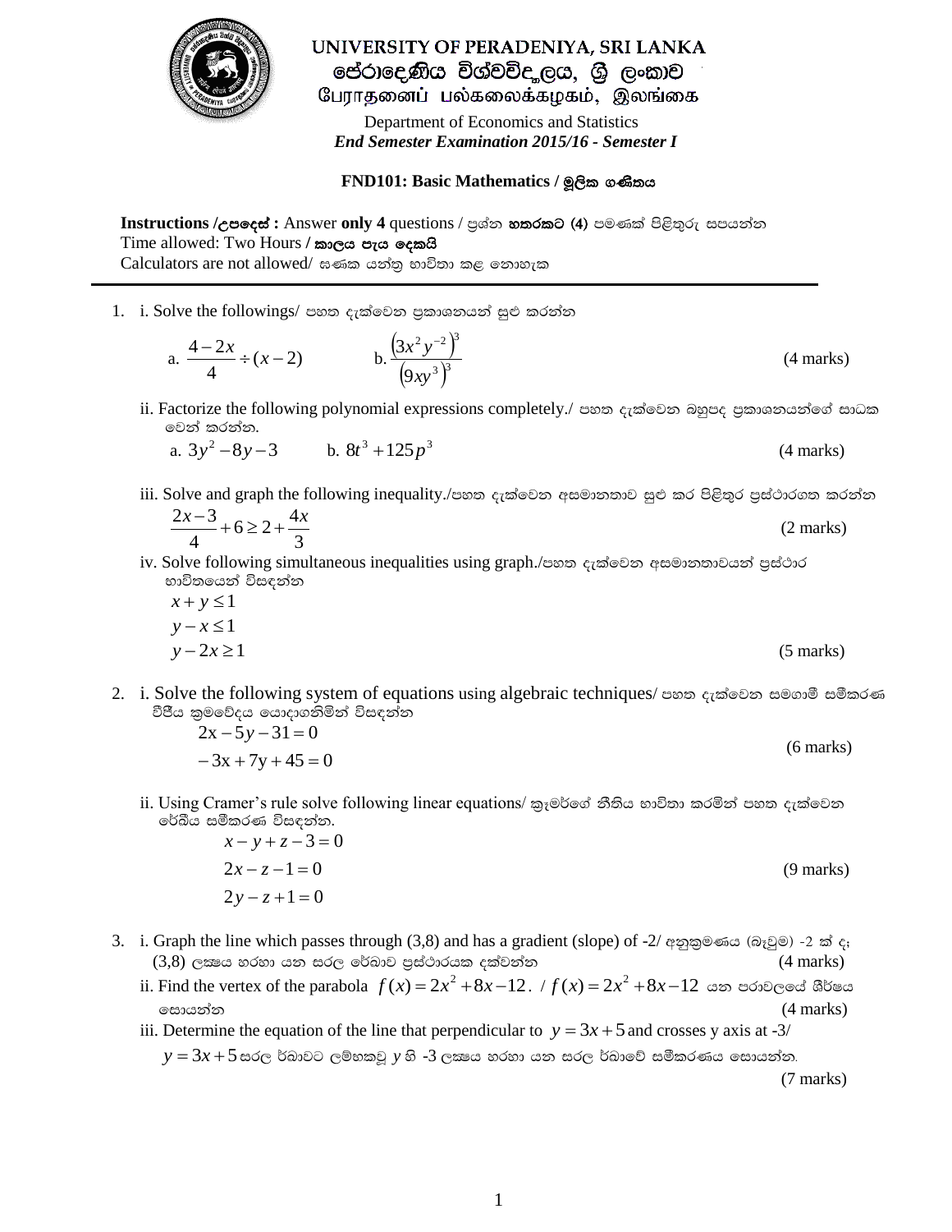# UNIVERSITY OF PERADENIYA, SRI LANKA
## පේරාදෙණිය විශ්වවිද්‍යාලය, ශ්‍රී ලංකාව
## பேராதனைப் பல்கலைக்கழகம், இலங்கை

Department of Economics and Statistics

*End Semester Examination 2015/16 - Semester I*

**FND101: Basic Mathematics / මූලික ගණිතය**

**Instructions /උපදෙස් :** Answer **only 4** questions / ප්‍රශ්න **හතරකට (4)** පමණක් පිළිතුරු සපයන්න
Time allowed: Two Hours **/ කාලය පැය දෙකයි**
Calculators are not allowed/ ගණක යන්ත්‍ර භාවිතා කළ නොහැක

---

1. i. Solve the followings/ පහත දැක්වෙන ප්‍රකාශනයන් සුළු කරන්න

   a. $\dfrac{4-2x}{4} \div (x-2)$ b. $\dfrac{\left(3x^2y^{-2}\right)^3}{\left(9xy^3\right)^3}$ (4 marks)

   ii. Factorize the following polynomial expressions completely./ පහත දැක්වෙන බහුපද ප්‍රකාශනයන්ගේ සාධක වෙන් කරන්න.

   a. $3y^2-8y-3$ b. $8t^3+125p^3$ (4 marks)

   iii. Solve and graph the following inequality./පහත දැක්වෙන අසමානතාව සුළු කර පිළිතුර ප්‍රස්ථාරගත කරන්න

   $$\frac{2x-3}{4}+6 \geq 2+\frac{4x}{3}$$ (2 marks)

   iv. Solve following simultaneous inequalities using graph./පහත දැක්වෙන අසමානතාවයන් ප්‍රස්ථාර භාවිතයෙන් විසඳන්න

   $x+y \leq 1$

   $y-x \leq 1$

   $y-2x \geq 1$ (5 marks)

2. i. Solve the following system of equations using algebraic techniques/ පහත දැක්වෙන සමගාමී සමීකරණ වීජීය ක්‍රමවේදය යොදාගනිමින් විසඳන්න

   $2x-5y-31=0$

   $-3x+7y+45=0$ (6 marks)

   ii. Using Cramer's rule solve following linear equations/ ක්‍රැමර්ගේ නීතිය භාවිතා කරමින් පහත දැක්වෙන රේඛීය සමීකරණ විසඳන්න.

   $x-y+z-3=0$

   $2x-z-1=0$

   $2y-z+1=0$ (9 marks)

3. i. Graph the line which passes through (3,8) and has a gradient (slope) of -2/ අනුක්‍රමණය (බෑවුම) -2 ක් දෑ (3,8) ලක්ෂය හරහා යන සරල රේඛාව ප්‍රස්ථාරයක දක්වන්න (4 marks)

   ii. Find the vertex of the parabola $f(x)=2x^2+8x-12$. / $f(x)=2x^2+8x-12$ යන පරාවලයේ ශීර්ෂය සොයන්න (4 marks)

   iii. Determine the equation of the line that perpendicular to $y=3x+5$ and crosses y axis at -3/ $y=3x+5$ සරල ර්ඛාවට ලම්භකවූ $y$ හි -3 ලක්ෂය හරහා යන සරල ර්ඛාවේ සමීකරණය සොයන්න. (7 marks)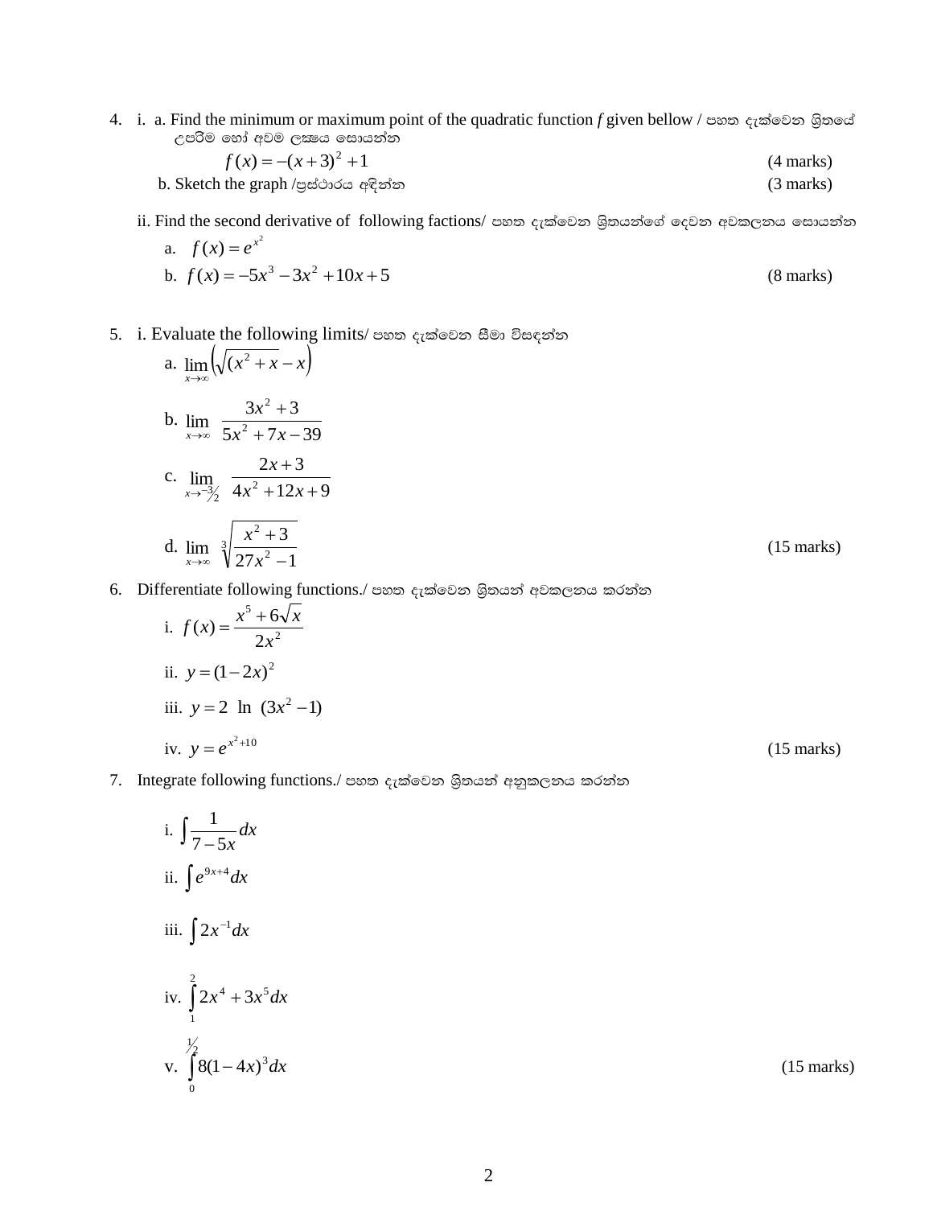4. i. a. Find the minimum or maximum point of the quadratic function *f* given bellow / පහත දැක්වෙන ශ්‍රිතයේ උපරිම හෝ අවම ලක්‍ෂය සොයන්න

$$f(x) = -(x+3)^2 + 1$$ (4 marks)

b. Sketch the graph /ප්‍රස්ථාරය අඳින්න (3 marks)

ii. Find the second derivative of following factions/ පහත දැක්වෙන ශ්‍රිතයන්ගේ දෙවන අවකලනය සොයන්න

a. $f(x) = e^{x^2}$

b. $f(x) = -5x^3 - 3x^2 + 10x + 5$ (8 marks)

5. i. Evaluate the following limits/ පහත දැක්වෙන සීමා විසඳන්න

a. $\lim\limits_{x \to \infty} \left( \sqrt{(x^2 + x} - x \right)$

b. $\lim\limits_{x \to \infty} \dfrac{3x^2 + 3}{5x^2 + 7x - 39}$

c. $\lim\limits_{x \to -3/2} \dfrac{2x + 3}{4x^2 + 12x + 9}$

d. $\lim\limits_{x \to \infty} \sqrt[3]{\dfrac{x^2 + 3}{27x^2 - 1}}$ (15 marks)

6. Differentiate following functions./ පහත දැක්වෙන ශ්‍රිතයන් අවකලනය කරන්න

i. $f(x) = \dfrac{x^5 + 6\sqrt{x}}{2x^2}$

ii. $y = (1 - 2x)^2$

iii. $y = 2 \ \ln \ (3x^2 - 1)$

iv. $y = e^{x^2 + 10}$ (15 marks)

7. Integrate following functions./ පහත දැක්වෙන ශ්‍රිතයන් අනුකලනය කරන්න

i. $\int \dfrac{1}{7 - 5x} dx$

ii. $\int e^{9x+4} dx$

iii. $\int 2x^{-1} dx$

iv. $\int_1^2 2x^4 + 3x^5 dx$

v. $\int_0^{1/2} 8(1 - 4x)^3 dx$ (15 marks)